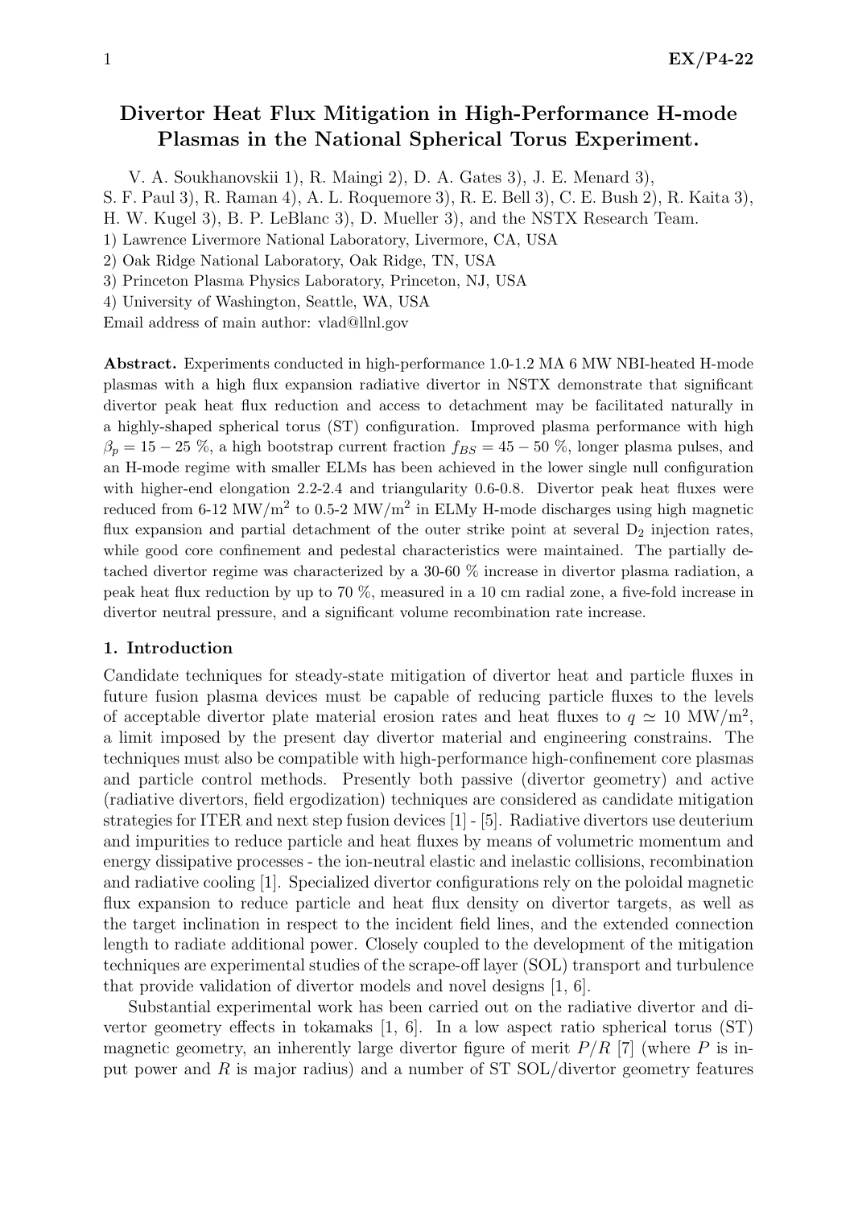# Divertor Heat Flux Mitigation in High-Performance H-mode Plasmas in the National Spherical Torus Experiment.

V. A. Soukhanovskii 1), R. Maingi 2), D. A. Gates 3), J. E. Menard 3), S. F. Paul 3), R. Raman 4), A. L. Roquemore 3), R. E. Bell 3), C. E. Bush 2), R. Kaita 3), H. W. Kugel 3), B. P. LeBlanc 3), D. Mueller 3), and the NSTX Research Team.

1) Lawrence Livermore National Laboratory, Livermore, CA, USA
2) Oak Ridge National Laboratory, Oak Ridge, TN, USA
3) Princeton Plasma Physics Laboratory, Princeton, NJ, USA
4) University of Washington, Seattle, WA, USA

Email address of main author: vlad@llnl.gov

**Abstract.** Experiments conducted in high-performance 1.0-1.2 MA 6 MW NBI-heated H-mode plasmas with a high flux expansion radiative divertor in NSTX demonstrate that significant divertor peak heat flux reduction and access to detachment may be facilitated naturally in a highly-shaped spherical torus (ST) configuration. Improved plasma performance with high $\beta_p = 15 - 25$ %, a high bootstrap current fraction $f_{BS} = 45 - 50$ %, longer plasma pulses, and an H-mode regime with smaller ELMs has been achieved in the lower single null configuration with higher-end elongation 2.2-2.4 and triangularity 0.6-0.8. Divertor peak heat fluxes were reduced from 6-12 MW/m$^2$ to 0.5-2 MW/m$^2$ in ELMy H-mode discharges using high magnetic flux expansion and partial detachment of the outer strike point at several $D_2$ injection rates, while good core confinement and pedestal characteristics were maintained. The partially detached divertor regime was characterized by a 30-60 % increase in divertor plasma radiation, a peak heat flux reduction by up to 70 %, measured in a 10 cm radial zone, a five-fold increase in divertor neutral pressure, and a significant volume recombination rate increase.

## 1. Introduction

Candidate techniques for steady-state mitigation of divertor heat and particle fluxes in future fusion plasma devices must be capable of reducing particle fluxes to the levels of acceptable divertor plate material erosion rates and heat fluxes to $q \simeq 10$ MW/m$^2$, a limit imposed by the present day divertor material and engineering constrains. The techniques must also be compatible with high-performance high-confinement core plasmas and particle control methods. Presently both passive (divertor geometry) and active (radiative divertors, field ergodization) techniques are considered as candidate mitigation strategies for ITER and next step fusion devices [1] - [5]. Radiative divertors use deuterium and impurities to reduce particle and heat fluxes by means of volumetric momentum and energy dissipative processes - the ion-neutral elastic and inelastic collisions, recombination and radiative cooling [1]. Specialized divertor configurations rely on the poloidal magnetic flux expansion to reduce particle and heat flux density on divertor targets, as well as the target inclination in respect to the incident field lines, and the extended connection length to radiate additional power. Closely coupled to the development of the mitigation techniques are experimental studies of the scrape-off layer (SOL) transport and turbulence that provide validation of divertor models and novel designs [1, 6].

Substantial experimental work has been carried out on the radiative divertor and divertor geometry effects in tokamaks [1, 6]. In a low aspect ratio spherical torus (ST) magnetic geometry, an inherently large divertor figure of merit $P/R$ [7] (where $P$ is input power and $R$ is major radius) and a number of ST SOL/divertor geometry features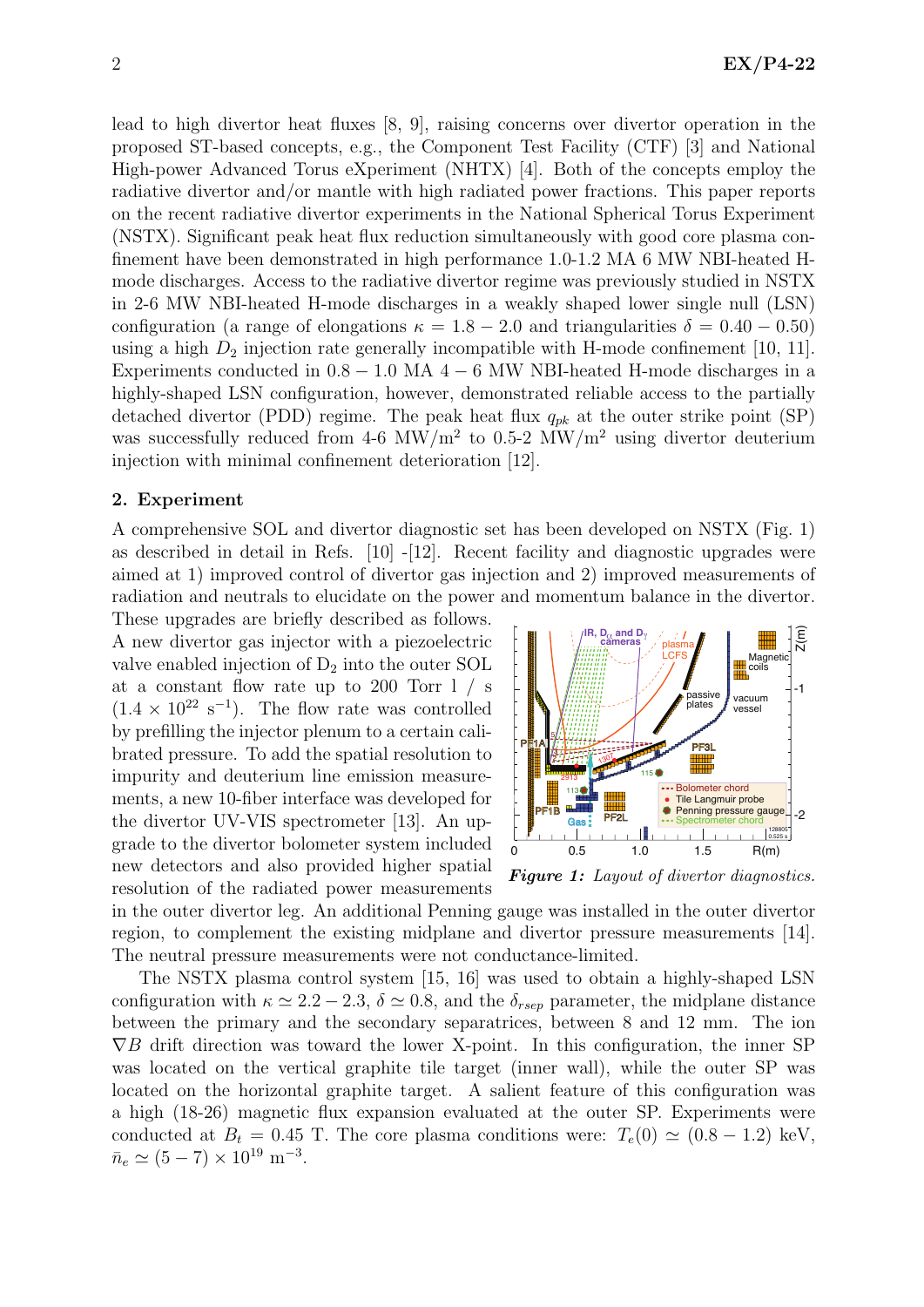lead to high divertor heat fluxes [8, 9], raising concerns over divertor operation in the proposed ST-based concepts, e.g., the Component Test Facility (CTF) [3] and National High-power Advanced Torus eXperiment (NHTX) [4]. Both of the concepts employ the radiative divertor and/or mantle with high radiated power fractions. This paper reports on the recent radiative divertor experiments in the National Spherical Torus Experiment (NSTX). Significant peak heat flux reduction simultaneously with good core plasma confinement have been demonstrated in high performance 1.0-1.2 MA 6 MW NBI-heated H-mode discharges. Access to the radiative divertor regime was previously studied in NSTX in 2-6 MW NBI-heated H-mode discharges in a weakly shaped lower single null (LSN) configuration (a range of elongations $\kappa = 1.8 - 2.0$ and triangularities $\delta = 0.40 - 0.50$) using a high $D_2$ injection rate generally incompatible with H-mode confinement [10, 11]. Experiments conducted in $0.8 - 1.0$ MA $4 - 6$ MW NBI-heated H-mode discharges in a highly-shaped LSN configuration, however, demonstrated reliable access to the partially detached divertor (PDD) regime. The peak heat flux $q_{pk}$ at the outer strike point (SP) was successfully reduced from 4-6 MW/m$^2$ to 0.5-2 MW/m$^2$ using divertor deuterium injection with minimal confinement deterioration [12].

## 2. Experiment

A comprehensive SOL and divertor diagnostic set has been developed on NSTX (Fig. 1) as described in detail in Refs. [10] -[12]. Recent facility and diagnostic upgrades were aimed at 1) improved control of divertor gas injection and 2) improved measurements of radiation and neutrals to elucidate on the power and momentum balance in the divertor. These upgrades are briefly described as follows. A new divertor gas injector with a piezoelectric valve enabled injection of $D_2$ into the outer SOL at a constant flow rate up to 200 Torr l / s ($1.4 \times 10^{22}$ s$^{-1}$). The flow rate was controlled by prefilling the injector plenum to a certain calibrated pressure. To add the spatial resolution to impurity and deuterium line emission measurements, a new 10-fiber interface was developed for the divertor UV-VIS spectrometer [13]. An upgrade to the divertor bolometer system included new detectors and also provided higher spatial resolution of the radiated power measurements in the outer divertor leg. An additional Penning gauge was installed in the outer divertor region, to complement the existing midplane and divertor pressure measurements [14]. The neutral pressure measurements were not conductance-limited.

***Figure 1:*** *Layout of divertor diagnostics.*

The NSTX plasma control system [15, 16] was used to obtain a highly-shaped LSN configuration with $\kappa \simeq 2.2 - 2.3$, $\delta \simeq 0.8$, and the $\delta_{rsep}$ parameter, the midplane distance between the primary and the secondary separatrices, between 8 and 12 mm. The ion $\nabla B$ drift direction was toward the lower X-point. In this configuration, the inner SP was located on the vertical graphite tile target (inner wall), while the outer SP was located on the horizontal graphite target. A salient feature of this configuration was a high (18-26) magnetic flux expansion evaluated at the outer SP. Experiments were conducted at $B_t = 0.45$ T. The core plasma conditions were: $T_e(0) \simeq (0.8 - 1.2)$ keV, $\bar{n}_e \simeq (5 - 7) \times 10^{19}$ m$^{-3}$.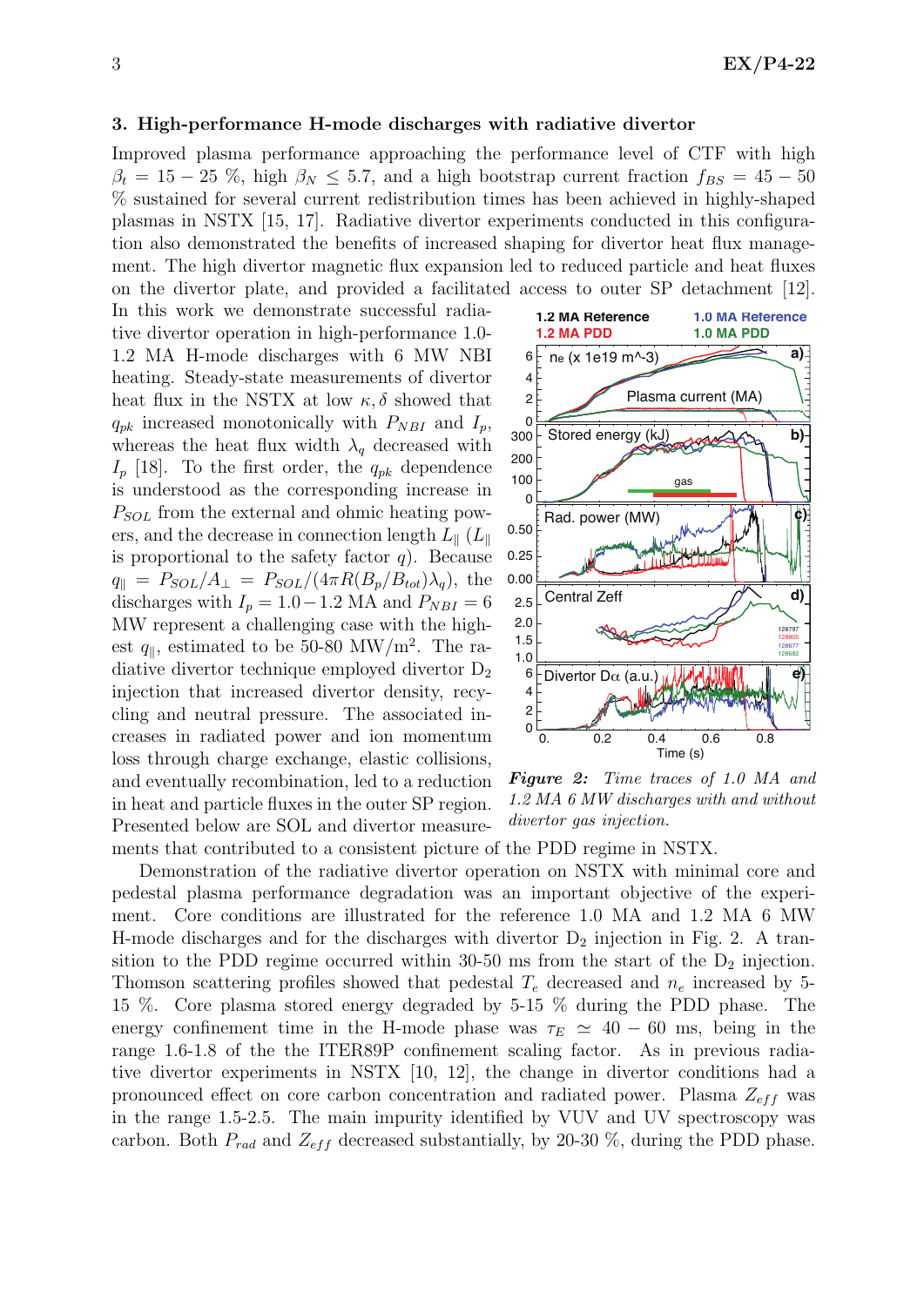## 3. High-performance H-mode discharges with radiative divertor

Improved plasma performance approaching the performance level of CTF with high $\beta_t = 15 - 25$ %, high $\beta_N \leq 5.7$, and a high bootstrap current fraction $f_{BS} = 45 - 50$ % sustained for several current redistribution times has been achieved in highly-shaped plasmas in NSTX [15, 17]. Radiative divertor experiments conducted in this configuration also demonstrated the benefits of increased shaping for divertor heat flux management. The high divertor magnetic flux expansion led to reduced particle and heat fluxes on the divertor plate, and provided a facilitated access to outer SP detachment [12]. In this work we demonstrate successful radiative divertor operation in high-performance 1.0-1.2 MA H-mode discharges with 6 MW NBI heating. Steady-state measurements of divertor heat flux in the NSTX at low $\kappa, \delta$ showed that $q_{pk}$ increased monotonically with $P_{NBI}$ and $I_p$, whereas the heat flux width $\lambda_q$ decreased with $I_p$ [18]. To the first order, the $q_{pk}$ dependence is understood as the corresponding increase in $P_{SOL}$ from the external and ohmic heating powers, and the decrease in connection length $L_\parallel$ ($L_\parallel$ is proportional to the safety factor $q$). Because $q_\parallel = P_{SOL}/A_\perp = P_{SOL}/(4\pi R(B_p/B_{tot})\lambda_q)$, the discharges with $I_p = 1.0 - 1.2$ MA and $P_{NBI} = 6$ MW represent a challenging case with the highest $q_\parallel$, estimated to be 50-80 MW/m$^2$. The radiative divertor technique employed divertor $D_2$ injection that increased divertor density, recycling and neutral pressure. The associated increases in radiated power and ion momentum loss through charge exchange, elastic collisions, and eventually recombination, led to a reduction in heat and particle fluxes in the outer SP region. Presented below are SOL and divertor measurements that contributed to a consistent picture of the PDD regime in NSTX.

*Figure 2: Time traces of 1.0 MA and 1.2 MA 6 MW discharges with and without divertor gas injection.*

Demonstration of the radiative divertor operation on NSTX with minimal core and pedestal plasma performance degradation was an important objective of the experiment. Core conditions are illustrated for the reference 1.0 MA and 1.2 MA 6 MW H-mode discharges and for the discharges with divertor $D_2$ injection in Fig. 2. A transition to the PDD regime occurred within 30-50 ms from the start of the $D_2$ injection. Thomson scattering profiles showed that pedestal $T_e$ decreased and $n_e$ increased by 5-15 %. Core plasma stored energy degraded by 5-15 % during the PDD phase. The energy confinement time in the H-mode phase was $\tau_E \simeq 40 - 60$ ms, being in the range 1.6-1.8 of the the ITER89P confinement scaling factor. As in previous radiative divertor experiments in NSTX [10, 12], the change in divertor conditions had a pronounced effect on core carbon concentration and radiated power. Plasma $Z_{eff}$ was in the range 1.5-2.5. The main impurity identified by VUV and UV spectroscopy was carbon. Both $P_{rad}$ and $Z_{eff}$ decreased substantially, by 20-30 %, during the PDD phase.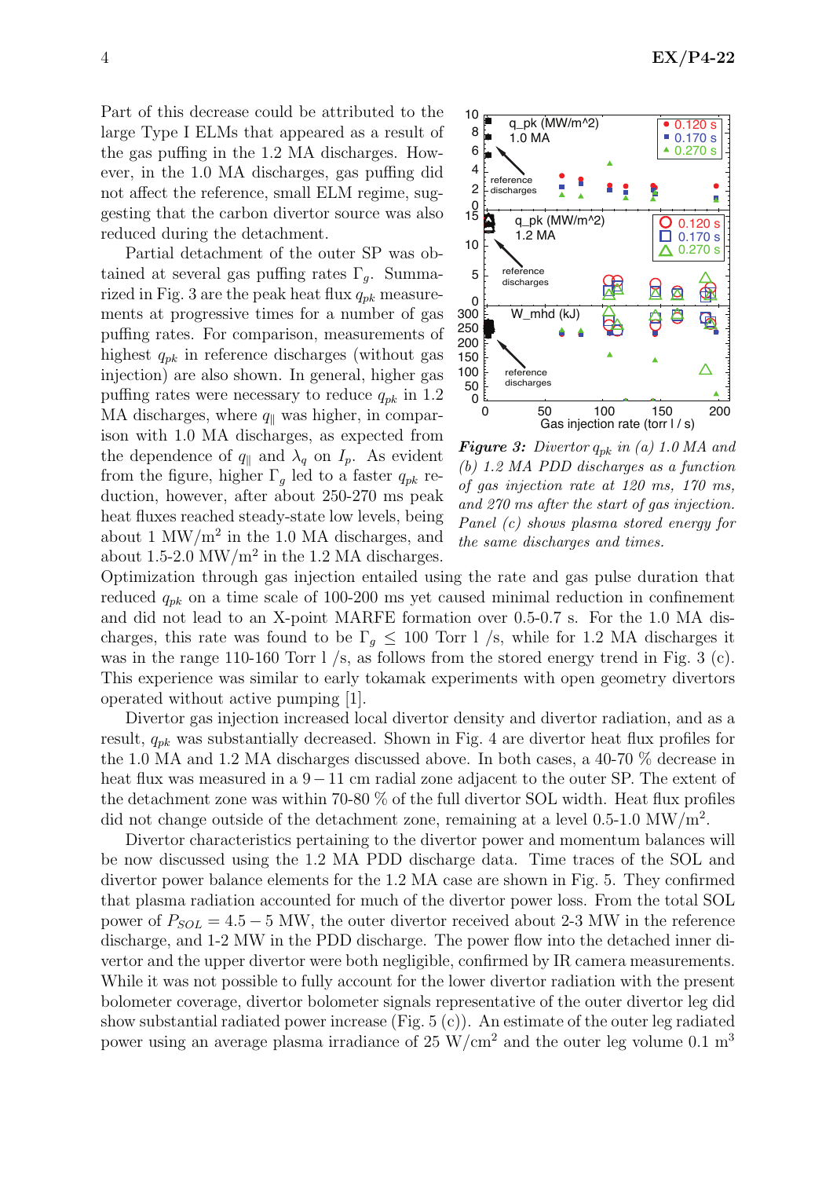Part of this decrease could be attributed to the large Type I ELMs that appeared as a result of the gas puffing in the 1.2 MA discharges. However, in the 1.0 MA discharges, gas puffing did not affect the reference, small ELM regime, suggesting that the carbon divertor source was also reduced during the detachment.

Partial detachment of the outer SP was obtained at several gas puffing rates $\Gamma_g$. Summarized in Fig. 3 are the peak heat flux $q_{pk}$ measurements at progressive times for a number of gas puffing rates. For comparison, measurements of highest $q_{pk}$ in reference discharges (without gas injection) are also shown. In general, higher gas puffing rates were necessary to reduce $q_{pk}$ in 1.2 MA discharges, where $q_{\|}$ was higher, in comparison with 1.0 MA discharges, as expected from the dependence of $q_{\|}$ and $\lambda_q$ on $I_p$. As evident from the figure, higher $\Gamma_g$ led to a faster $q_{pk}$ reduction, however, after about 250-270 ms peak heat fluxes reached steady-state low levels, being about 1 MW/m$^2$ in the 1.0 MA discharges, and about 1.5-2.0 MW/m$^2$ in the 1.2 MA discharges.

*Figure 3: Divertor $q_{pk}$ in (a) 1.0 MA and (b) 1.2 MA PDD discharges as a function of gas injection rate at 120 ms, 170 ms, and 270 ms after the start of gas injection. Panel (c) shows plasma stored energy for the same discharges and times.*

Optimization through gas injection entailed using the rate and gas pulse duration that reduced $q_{pk}$ on a time scale of 100-200 ms yet caused minimal reduction in confinement and did not lead to an X-point MARFE formation over 0.5-0.7 s. For the 1.0 MA discharges, this rate was found to be $\Gamma_g \leq 100$ Torr l /s, while for 1.2 MA discharges it was in the range 110-160 Torr l /s, as follows from the stored energy trend in Fig. 3 (c). This experience was similar to early tokamak experiments with open geometry divertors operated without active pumping [1].

Divertor gas injection increased local divertor density and divertor radiation, and as a result, $q_{pk}$ was substantially decreased. Shown in Fig. 4 are divertor heat flux profiles for the 1.0 MA and 1.2 MA discharges discussed above. In both cases, a 40-70 % decrease in heat flux was measured in a $9-11$ cm radial zone adjacent to the outer SP. The extent of the detachment zone was within 70-80 % of the full divertor SOL width. Heat flux profiles did not change outside of the detachment zone, remaining at a level 0.5-1.0 MW/m$^2$.

Divertor characteristics pertaining to the divertor power and momentum balances will be now discussed using the 1.2 MA PDD discharge data. Time traces of the SOL and divertor power balance elements for the 1.2 MA case are shown in Fig. 5. They confirmed that plasma radiation accounted for much of the divertor power loss. From the total SOL power of $P_{SOL} = 4.5-5$ MW, the outer divertor received about 2-3 MW in the reference discharge, and 1-2 MW in the PDD discharge. The power flow into the detached inner divertor and the upper divertor were both negligible, confirmed by IR camera measurements. While it was not possible to fully account for the lower divertor radiation with the present bolometer coverage, divertor bolometer signals representative of the outer divertor leg did show substantial radiated power increase (Fig. 5 (c)). An estimate of the outer leg radiated power using an average plasma irradiance of 25 W/cm$^2$ and the outer leg volume 0.1 m$^3$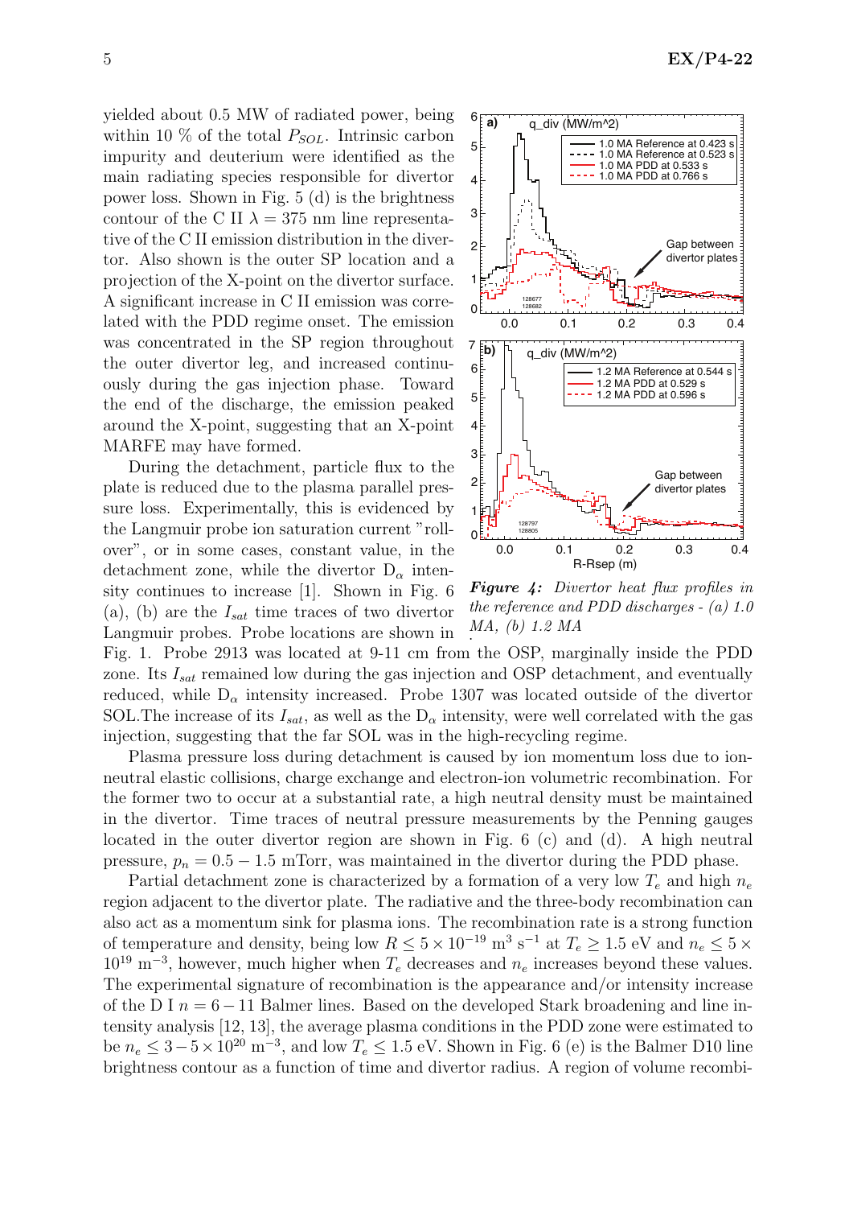yielded about 0.5 MW of radiated power, being within 10 % of the total $P_{SOL}$. Intrinsic carbon impurity and deuterium were identified as the main radiating species responsible for divertor power loss. Shown in Fig. 5 (d) is the brightness contour of the C II $\lambda = 375$ nm line representative of the C II emission distribution in the divertor. Also shown is the outer SP location and a projection of the X-point on the divertor surface. A significant increase in C II emission was correlated with the PDD regime onset. The emission was concentrated in the SP region throughout the outer divertor leg, and increased continuously during the gas injection phase. Toward the end of the discharge, the emission peaked around the X-point, suggesting that an X-point MARFE may have formed.

During the detachment, particle flux to the plate is reduced due to the plasma parallel pressure loss. Experimentally, this is evidenced by the Langmuir probe ion saturation current "roll-over", or in some cases, constant value, in the detachment zone, while the divertor $D_\alpha$ intensity continues to increase [1]. Shown in Fig. 6 (a), (b) are the $I_{sat}$ time traces of two divertor Langmuir probes. Probe locations are shown in Fig. 1. Probe 2913 was located at 9-11 cm from the OSP, marginally inside the PDD zone. Its $I_{sat}$ remained low during the gas injection and OSP detachment, and eventually reduced, while $D_\alpha$ intensity increased. Probe 1307 was located outside of the divertor SOL.The increase of its $I_{sat}$, as well as the $D_\alpha$ intensity, were well correlated with the gas injection, suggesting that the far SOL was in the high-recycling regime.

*Figure 4: Divertor heat flux profiles in the reference and PDD discharges - (a) 1.0 MA, (b) 1.2 MA*

Plasma pressure loss during detachment is caused by ion momentum loss due to ion-neutral elastic collisions, charge exchange and electron-ion volumetric recombination. For the former two to occur at a substantial rate, a high neutral density must be maintained in the divertor. Time traces of neutral pressure measurements by the Penning gauges located in the outer divertor region are shown in Fig. 6 (c) and (d). A high neutral pressure, $p_n = 0.5 - 1.5$ mTorr, was maintained in the divertor during the PDD phase.

Partial detachment zone is characterized by a formation of a very low $T_e$ and high $n_e$ region adjacent to the divertor plate. The radiative and the three-body recombination can also act as a momentum sink for plasma ions. The recombination rate is a strong function of temperature and density, being low $R \leq 5 \times 10^{-19}$ m$^3$ s$^{-1}$ at $T_e \geq 1.5$ eV and $n_e \leq 5 \times 10^{19}$ m$^{-3}$, however, much higher when $T_e$ decreases and $n_e$ increases beyond these values. The experimental signature of recombination is the appearance and/or intensity increase of the D I $n = 6 - 11$ Balmer lines. Based on the developed Stark broadening and line intensity analysis [12, 13], the average plasma conditions in the PDD zone were estimated to be $n_e \leq 3 - 5 \times 10^{20}$ m$^{-3}$, and low $T_e \leq 1.5$ eV. Shown in Fig. 6 (e) is the Balmer D10 line brightness contour as a function of time and divertor radius. A region of volume recombi-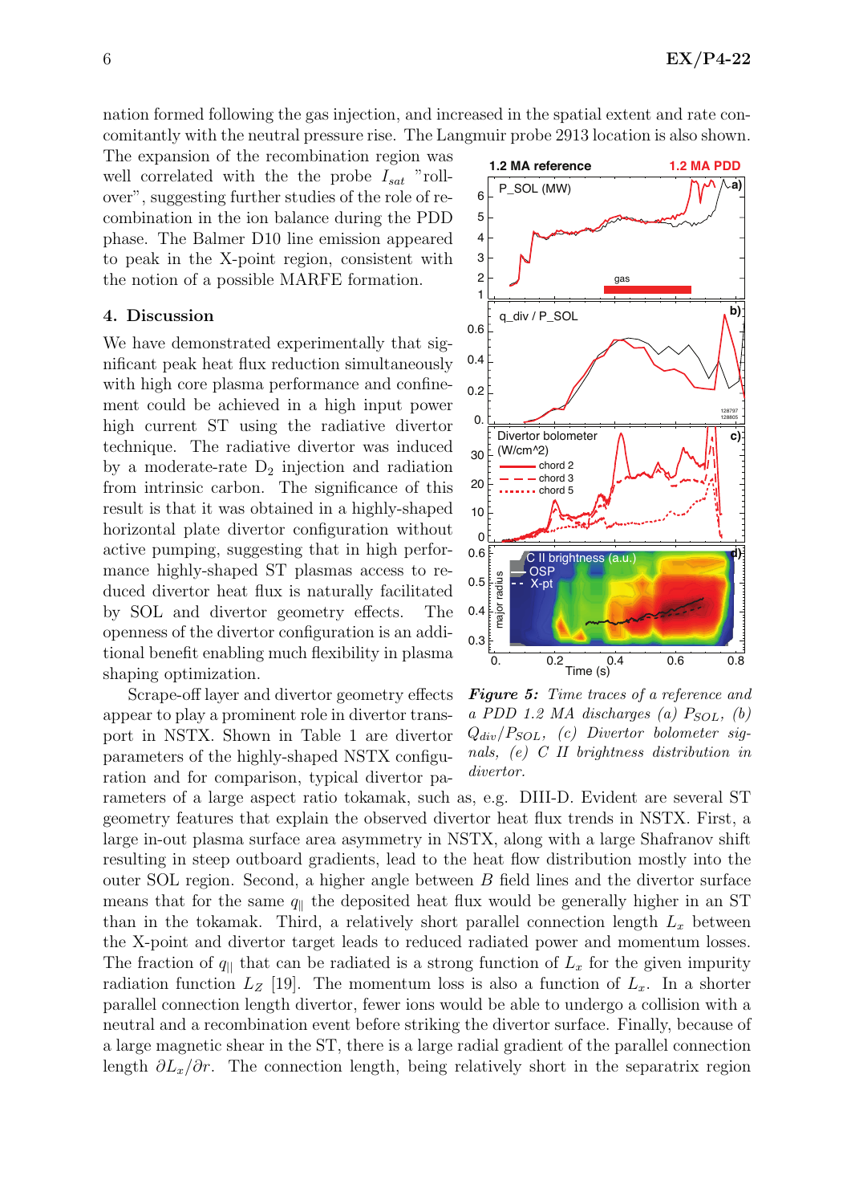nation formed following the gas injection, and increased in the spatial extent and rate concomitantly with the neutral pressure rise. The Langmuir probe 2913 location is also shown. The expansion of the recombination region was well correlated with the the probe $I_{sat}$ "roll-over", suggesting further studies of the role of recombination in the ion balance during the PDD phase. The Balmer D10 line emission appeared to peak in the X-point region, consistent with the notion of a possible MARFE formation.

## 4. Discussion

We have demonstrated experimentally that significant peak heat flux reduction simultaneously with high core plasma performance and confinement could be achieved in a high input power high current ST using the radiative divertor technique. The radiative divertor was induced by a moderate-rate $D_2$ injection and radiation from intrinsic carbon. The significance of this result is that it was obtained in a highly-shaped horizontal plate divertor configuration without active pumping, suggesting that in high performance highly-shaped ST plasmas access to reduced divertor heat flux is naturally facilitated by SOL and divertor geometry effects. The openness of the divertor configuration is an additional benefit enabling much flexibility in plasma shaping optimization.

*Figure 5: Time traces of a reference and a PDD 1.2 MA discharges (a) $P_{SOL}$, (b) $Q_{div}/P_{SOL}$, (c) Divertor bolometer signals, (e) C II brightness distribution in divertor.*

Scrape-off layer and divertor geometry effects appear to play a prominent role in divertor transport in NSTX. Shown in Table 1 are divertor parameters of the highly-shaped NSTX configuration and for comparison, typical divertor parameters of a large aspect ratio tokamak, such as, e.g. DIII-D. Evident are several ST geometry features that explain the observed divertor heat flux trends in NSTX. First, a large in-out plasma surface area asymmetry in NSTX, along with a large Shafranov shift resulting in steep outboard gradients, lead to the heat flow distribution mostly into the outer SOL region. Second, a higher angle between $B$ field lines and the divertor surface means that for the same $q_{\|}$ the deposited heat flux would be generally higher in an ST than in the tokamak. Third, a relatively short parallel connection length $L_x$ between the X-point and divertor target leads to reduced radiated power and momentum losses. The fraction of $q_{\|}$ that can be radiated is a strong function of $L_x$ for the given impurity radiation function $L_Z$ [19]. The momentum loss is also a function of $L_x$. In a shorter parallel connection length divertor, fewer ions would be able to undergo a collision with a neutral and a recombination event before striking the divertor surface. Finally, because of a large magnetic shear in the ST, there is a large radial gradient of the parallel connection length $\partial L_x/\partial r$. The connection length, being relatively short in the separatrix region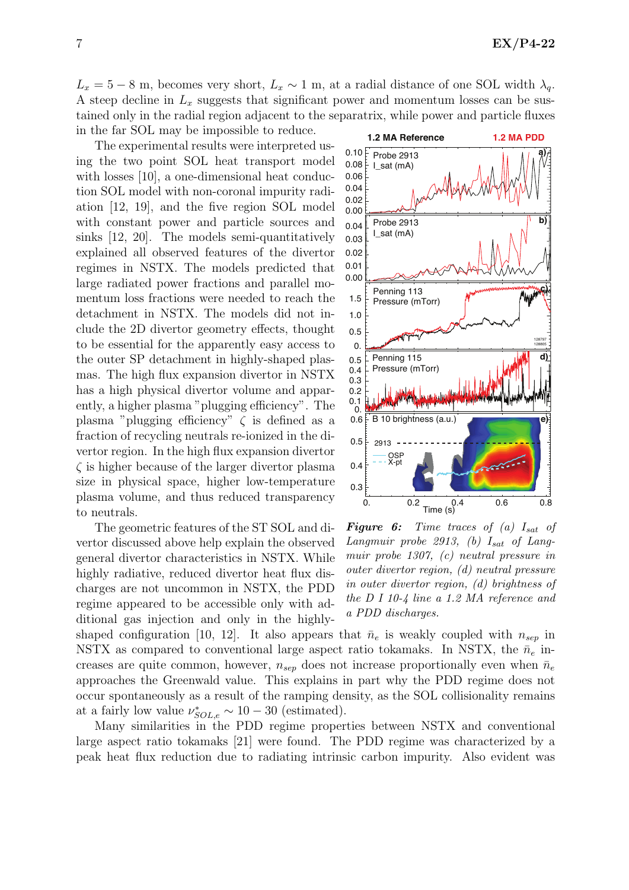$L_x = 5 - 8$ m, becomes very short, $L_x \sim 1$ m, at a radial distance of one SOL width $\lambda_q$. A steep decline in $L_x$ suggests that significant power and momentum losses can be sustained only in the radial region adjacent to the separatrix, while power and particle fluxes in the far SOL may be impossible to reduce.

The experimental results were interpreted using the two point SOL heat transport model with losses [10], a one-dimensional heat conduction SOL model with non-coronal impurity radiation [12, 19], and the five region SOL model with constant power and particle sources and sinks [12, 20]. The models semi-quantitatively explained all observed features of the divertor regimes in NSTX. The models predicted that large radiated power fractions and parallel momentum loss fractions were needed to reach the detachment in NSTX. The models did not include the 2D divertor geometry effects, thought to be essential for the apparently easy access to the outer SP detachment in highly-shaped plasmas. The high flux expansion divertor in NSTX has a high physical divertor volume and apparently, a higher plasma "plugging efficiency". The plasma "plugging efficiency" $\zeta$ is defined as a fraction of recycling neutrals re-ionized in the divertor region. In the high flux expansion divertor $\zeta$ is higher because of the larger divertor plasma size in physical space, higher low-temperature plasma volume, and thus reduced transparency to neutrals.

*Figure 6: Time traces of (a) $I_{sat}$ of Langmuir probe 2913, (b) $I_{sat}$ of Langmuir probe 1307, (c) neutral pressure in outer divertor region, (d) neutral pressure in outer divertor region, (d) brightness of the D I 10-4 line a 1.2 MA reference and a PDD discharges.*

The geometric features of the ST SOL and divertor discussed above help explain the observed general divertor characteristics in NSTX. While highly radiative, reduced divertor heat flux discharges are not uncommon in NSTX, the PDD regime appeared to be accessible only with additional gas injection and only in the highly-shaped configuration [10, 12]. It also appears that $\bar{n}_e$ is weakly coupled with $n_{sep}$ in NSTX as compared to conventional large aspect ratio tokamaks. In NSTX, the $\bar{n}_e$ increases are quite common, however, $n_{sep}$ does not increase proportionally even when $\bar{n}_e$ approaches the Greenwald value. This explains in part why the PDD regime does not occur spontaneously as a result of the ramping density, as the SOL collisionality remains at a fairly low value $\nu^*_{SOL,e} \sim 10 - 30$ (estimated).

Many similarities in the PDD regime properties between NSTX and conventional large aspect ratio tokamaks [21] were found. The PDD regime was characterized by a peak heat flux reduction due to radiating intrinsic carbon impurity. Also evident was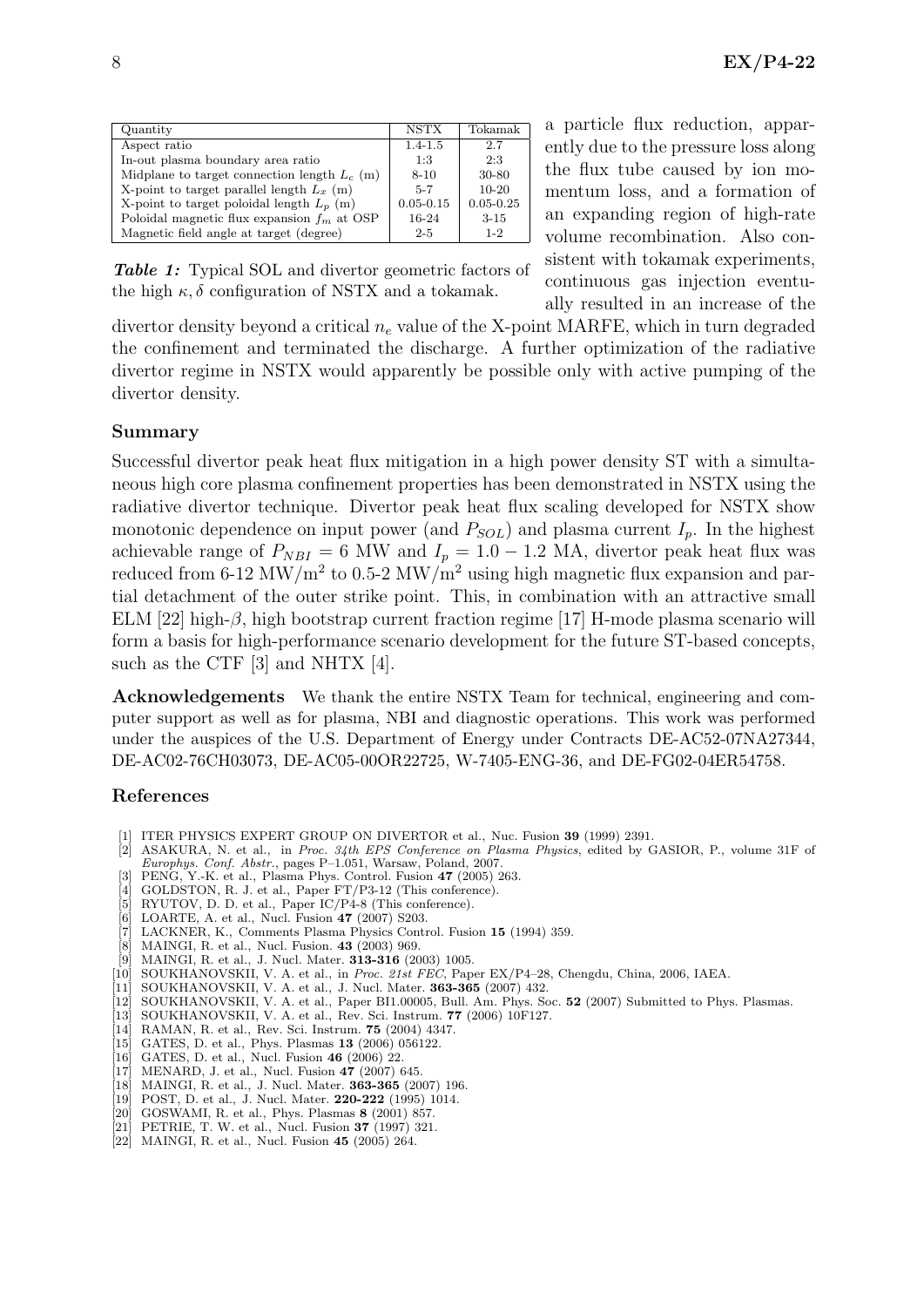| Quantity | NSTX | Tokamak |
|---|---|---|
| Aspect ratio | 1.4-1.5 | 2.7 |
| In-out plasma boundary area ratio | 1:3 | 2:3 |
| Midplane to target connection length $L_c$ (m) | 8-10 | 30-80 |
| X-point to target parallel length $L_x$ (m) | 5-7 | 10-20 |
| X-point to target poloidal length $L_p$ (m) | 0.05-0.15 | 0.05-0.25 |
| Poloidal magnetic flux expansion $f_m$ at OSP | 16-24 | 3-15 |
| Magnetic field angle at target (degree) | 2-5 | 1-2 |

***Table 1:*** Typical SOL and divertor geometric factors of the high $\kappa, \delta$ configuration of NSTX and a tokamak.

a particle flux reduction, apparently due to the pressure loss along the flux tube caused by ion momentum loss, and a formation of an expanding region of high-rate volume recombination. Also consistent with tokamak experiments, continuous gas injection eventually resulted in an increase of the divertor density beyond a critical $n_e$ value of the X-point MARFE, which in turn degraded the confinement and terminated the discharge. A further optimization of the radiative divertor regime in NSTX would apparently be possible only with active pumping of the divertor density.

## Summary

Successful divertor peak heat flux mitigation in a high power density ST with a simultaneous high core plasma confinement properties has been demonstrated in NSTX using the radiative divertor technique. Divertor peak heat flux scaling developed for NSTX show monotonic dependence on input power (and $P_{SOL}$) and plasma current $I_p$. In the highest achievable range of $P_{NBI} = 6$ MW and $I_p = 1.0 - 1.2$ MA, divertor peak heat flux was reduced from 6-12 MW/m$^2$ to 0.5-2 MW/m$^2$ using high magnetic flux expansion and partial detachment of the outer strike point. This, in combination with an attractive small ELM [22] high-$\beta$, high bootstrap current fraction regime [17] H-mode plasma scenario will form a basis for high-performance scenario development for the future ST-based concepts, such as the CTF [3] and NHTX [4].

**Acknowledgements** We thank the entire NSTX Team for technical, engineering and computer support as well as for plasma, NBI and diagnostic operations. This work was performed under the auspices of the U.S. Department of Energy under Contracts DE-AC52-07NA27344, DE-AC02-76CH03073, DE-AC05-00OR22725, W-7405-ENG-36, and DE-FG02-04ER54758.

## References

[1] ITER PHYSICS EXPERT GROUP ON DIVERTOR et al., Nuc. Fusion **39** (1999) 2391.
[2] ASAKURA, N. et al., in *Proc. 34th EPS Conference on Plasma Physics*, edited by GASIOR, P., volume 31F of *Europhys. Conf. Abstr.*, pages P–1.051, Warsaw, Poland, 2007.
[3] PENG, Y.-K. et al., Plasma Phys. Control. Fusion **47** (2005) 263.
[4] GOLDSTON, R. J. et al., Paper FT/P3-12 (This conference).
[5] RYUTOV, D. D. et al., Paper IC/P4-8 (This conference).
[6] LOARTE, A. et al., Nucl. Fusion **47** (2007) S203.
[7] LACKNER, K., Comments Plasma Physics Control. Fusion **15** (1994) 359.
[8] MAINGI, R. et al., Nucl. Fusion. **43** (2003) 969.
[9] MAINGI, R. et al., J. Nucl. Mater. **313-316** (2003) 1005.
[10] SOUKHANOVSKII, V. A. et al., in *Proc. 21st FEC*, Paper EX/P4–28, Chengdu, China, 2006, IAEA.
[11] SOUKHANOVSKII, V. A. et al., J. Nucl. Mater. **363-365** (2007) 432.
[12] SOUKHANOVSKII, V. A. et al., Paper BI1.00005, Bull. Am. Phys. Soc. **52** (2007) Submitted to Phys. Plasmas.
[13] SOUKHANOVSKII, V. A. et al., Rev. Sci. Instrum. **77** (2006) 10F127.
[14] RAMAN, R. et al., Rev. Sci. Instrum. **75** (2004) 4347.
[15] GATES, D. et al., Phys. Plasmas **13** (2006) 056122.
[16] GATES, D. et al., Nucl. Fusion **46** (2006) 22.
[17] MENARD, J. et al., Nucl. Fusion **47** (2007) 645.
[18] MAINGI, R. et al., J. Nucl. Mater. **363-365** (2007) 196.
[19] POST, D. et al., J. Nucl. Mater. **220-222** (1995) 1014.
[20] GOSWAMI, R. et al., Phys. Plasmas **8** (2001) 857.
[21] PETRIE, T. W. et al., Nucl. Fusion **37** (1997) 321.
[22] MAINGI, R. et al., Nucl. Fusion **45** (2005) 264.